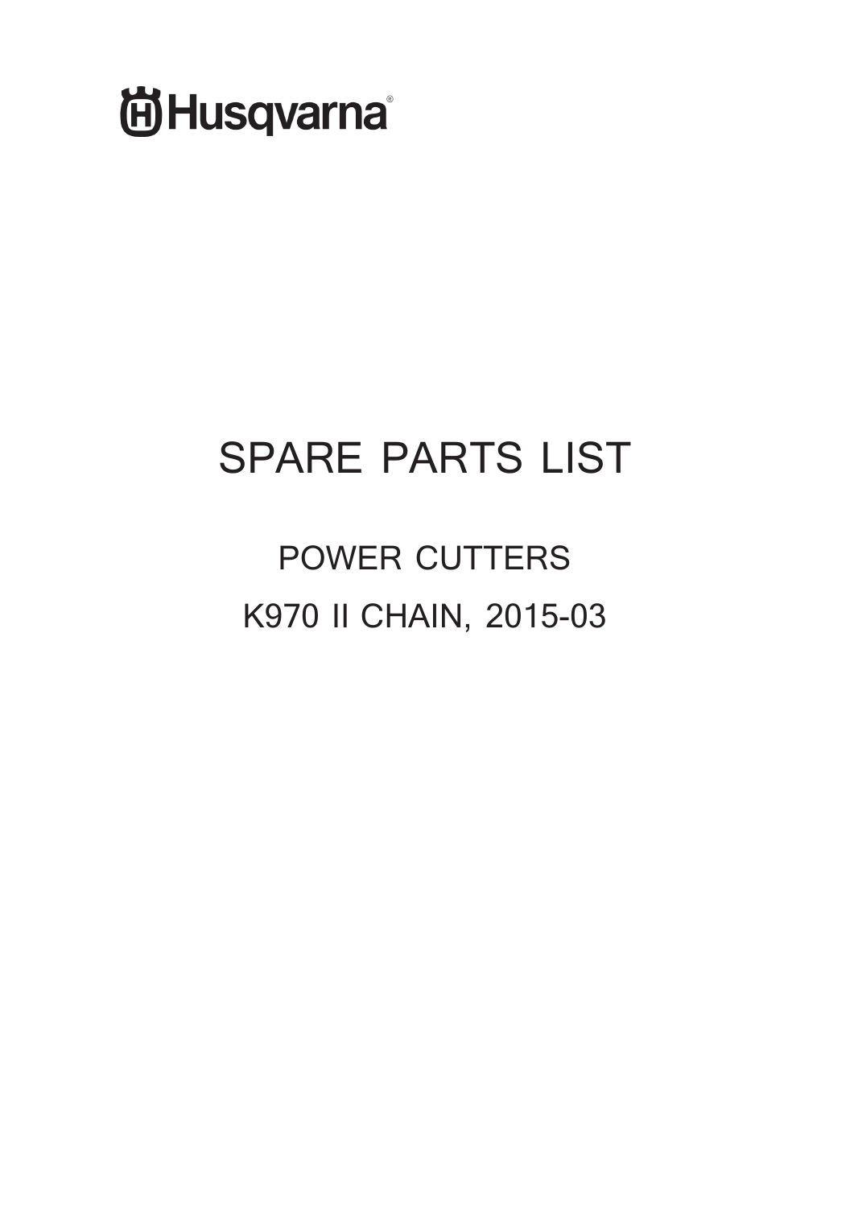Husqvarna®

# SPARE PARTS LIST

## POWER CUTTERS

## K970 II CHAIN, 2015-03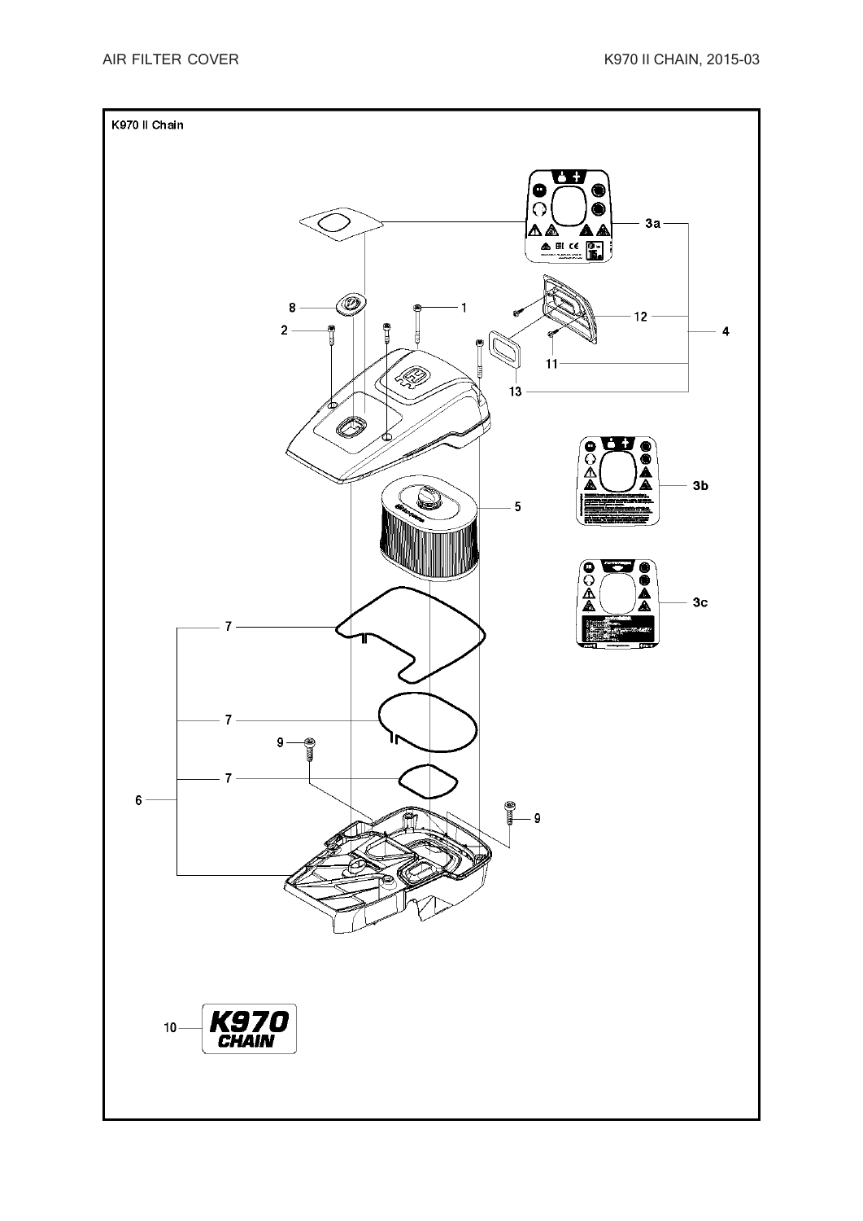K970 II Chain

3a

8

1

2

12

4

11

13

3b

5

3c

7

7

9

7

6

9

10

K970 CHAIN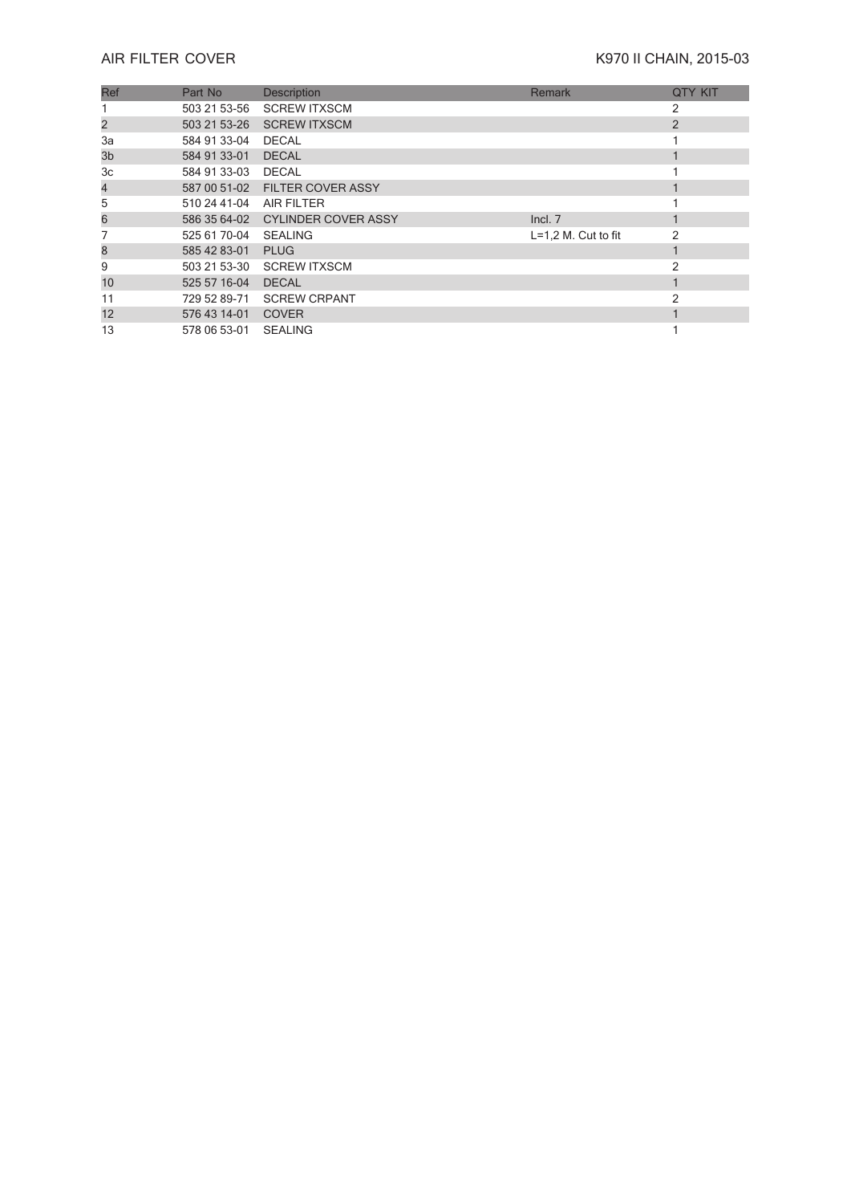AIR FILTER COVER

K970 II CHAIN, 2015-03

| Ref | Part No | Description | Remark | QTY KIT |
|---|---|---|---|---|
| 1 | 503 21 53-56 | SCREW ITXSCM | | 2 |
| 2 | 503 21 53-26 | SCREW ITXSCM | | 2 |
| 3a | 584 91 33-04 | DECAL | | 1 |
| 3b | 584 91 33-01 | DECAL | | 1 |
| 3c | 584 91 33-03 | DECAL | | 1 |
| 4 | 587 00 51-02 | FILTER COVER ASSY | | 1 |
| 5 | 510 24 41-04 | AIR FILTER | | 1 |
| 6 | 586 35 64-02 | CYLINDER COVER ASSY | Incl. 7 | 1 |
| 7 | 525 61 70-04 | SEALING | L=1,2 M. Cut to fit | 2 |
| 8 | 585 42 83-01 | PLUG | | 1 |
| 9 | 503 21 53-30 | SCREW ITXSCM | | 2 |
| 10 | 525 57 16-04 | DECAL | | 1 |
| 11 | 729 52 89-71 | SCREW CRPANT | | 2 |
| 12 | 576 43 14-01 | COVER | | 1 |
| 13 | 578 06 53-01 | SEALING | | 1 |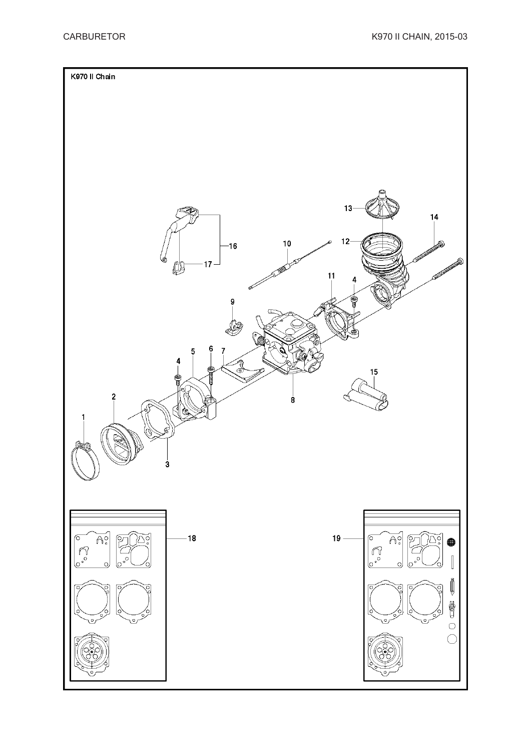K970 II Chain

1

2

3

4

5

6

7

8

9

10

11

4

12

13

14

15

16

17

18

19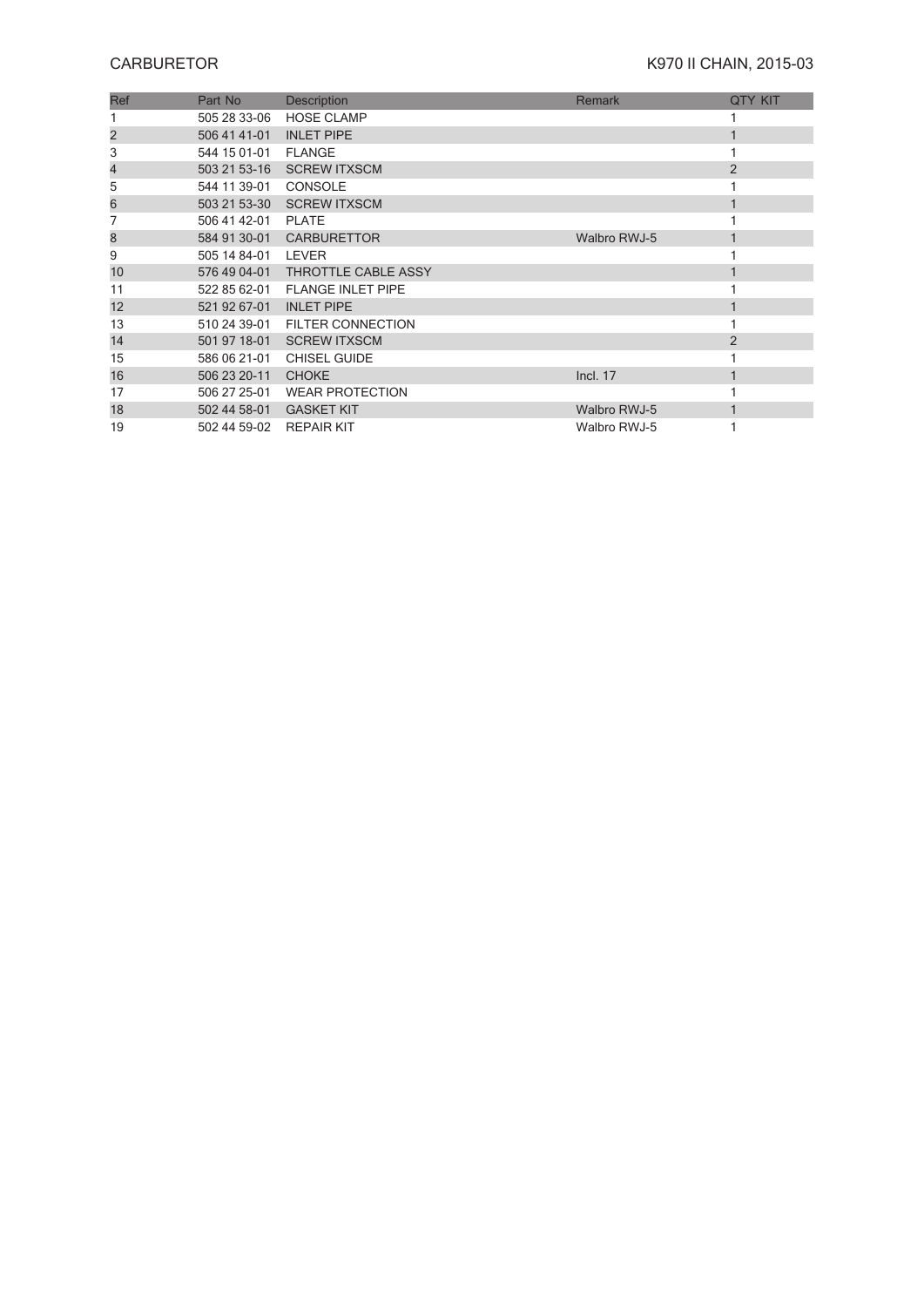# CARBURETOR

K970 II CHAIN, 2015-03

| Ref | Part No | Description | Remark | QTY KIT |
| --- | --- | --- | --- | --- |
| 1 | 505 28 33-06 | HOSE CLAMP | | 1 |
| 2 | 506 41 41-01 | INLET PIPE | | 1 |
| 3 | 544 15 01-01 | FLANGE | | 1 |
| 4 | 503 21 53-16 | SCREW ITXSCM | | 2 |
| 5 | 544 11 39-01 | CONSOLE | | 1 |
| 6 | 503 21 53-30 | SCREW ITXSCM | | 1 |
| 7 | 506 41 42-01 | PLATE | | 1 |
| 8 | 584 91 30-01 | CARBURETTOR | Walbro RWJ-5 | 1 |
| 9 | 505 14 84-01 | LEVER | | 1 |
| 10 | 576 49 04-01 | THROTTLE CABLE ASSY | | 1 |
| 11 | 522 85 62-01 | FLANGE INLET PIPE | | 1 |
| 12 | 521 92 67-01 | INLET PIPE | | 1 |
| 13 | 510 24 39-01 | FILTER CONNECTION | | 1 |
| 14 | 501 97 18-01 | SCREW ITXSCM | | 2 |
| 15 | 586 06 21-01 | CHISEL GUIDE | | 1 |
| 16 | 506 23 20-11 | CHOKE | Incl. 17 | 1 |
| 17 | 506 27 25-01 | WEAR PROTECTION | | 1 |
| 18 | 502 44 58-01 | GASKET KIT | Walbro RWJ-5 | 1 |
| 19 | 502 44 59-02 | REPAIR KIT | Walbro RWJ-5 | 1 |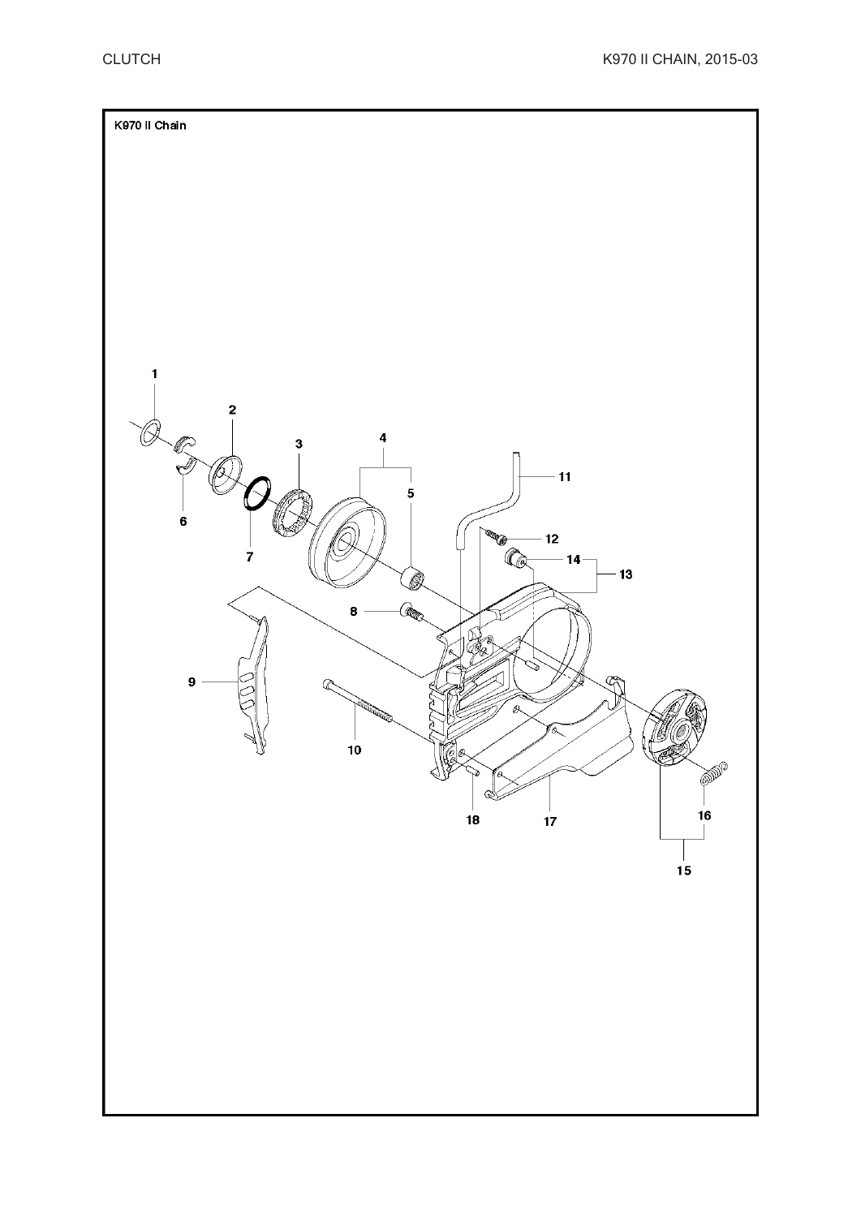K970 II Chain

1

2

3

4

5

6

7

8

9

10

11

12

13

14

15

16

17

18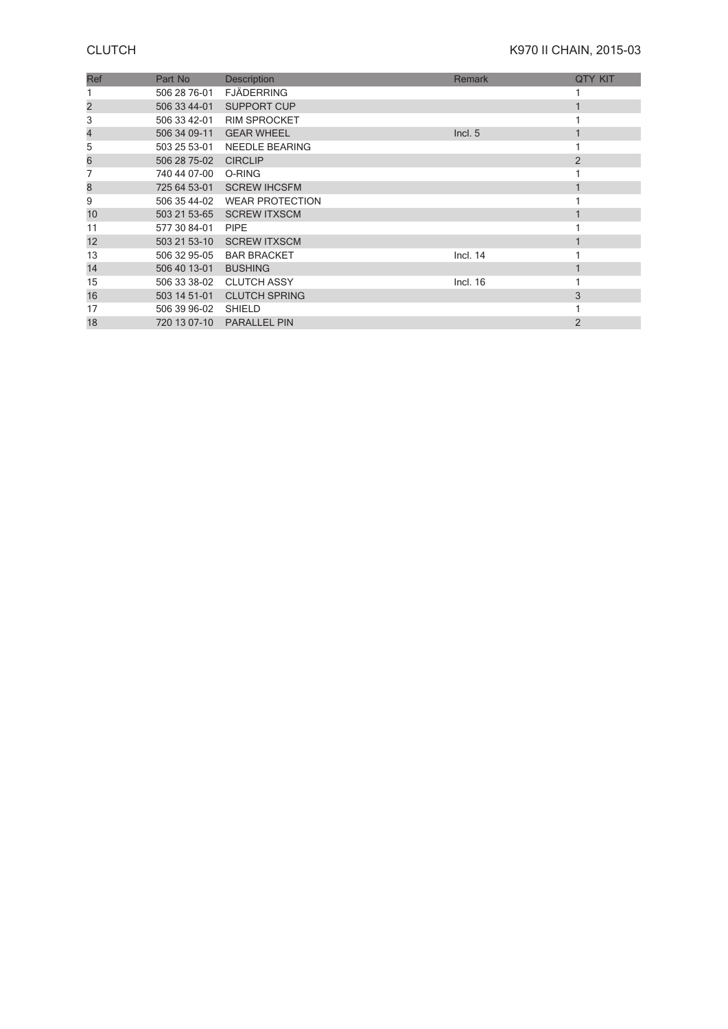# CLUTCH

## K970 II CHAIN, 2015-03

| Ref | Part No | Description | Remark | QTY KIT |
|---|---|---|---|---|
| 1 | 506 28 76-01 | FJÄDERRING | | 1 |
| 2 | 506 33 44-01 | SUPPORT CUP | | 1 |
| 3 | 506 33 42-01 | RIM SPROCKET | | 1 |
| 4 | 506 34 09-11 | GEAR WHEEL | Incl. 5 | 1 |
| 5 | 503 25 53-01 | NEEDLE BEARING | | 1 |
| 6 | 506 28 75-02 | CIRCLIP | | 2 |
| 7 | 740 44 07-00 | O-RING | | 1 |
| 8 | 725 64 53-01 | SCREW IHCSFM | | 1 |
| 9 | 506 35 44-02 | WEAR PROTECTION | | 1 |
| 10 | 503 21 53-65 | SCREW ITXSCM | | 1 |
| 11 | 577 30 84-01 | PIPE | | 1 |
| 12 | 503 21 53-10 | SCREW ITXSCM | | 1 |
| 13 | 506 32 95-05 | BAR BRACKET | Incl. 14 | 1 |
| 14 | 506 40 13-01 | BUSHING | | 1 |
| 15 | 506 33 38-02 | CLUTCH ASSY | Incl. 16 | 1 |
| 16 | 503 14 51-01 | CLUTCH SPRING | | 3 |
| 17 | 506 39 96-02 | SHIELD | | 1 |
| 18 | 720 13 07-10 | PARALLEL PIN | | 2 |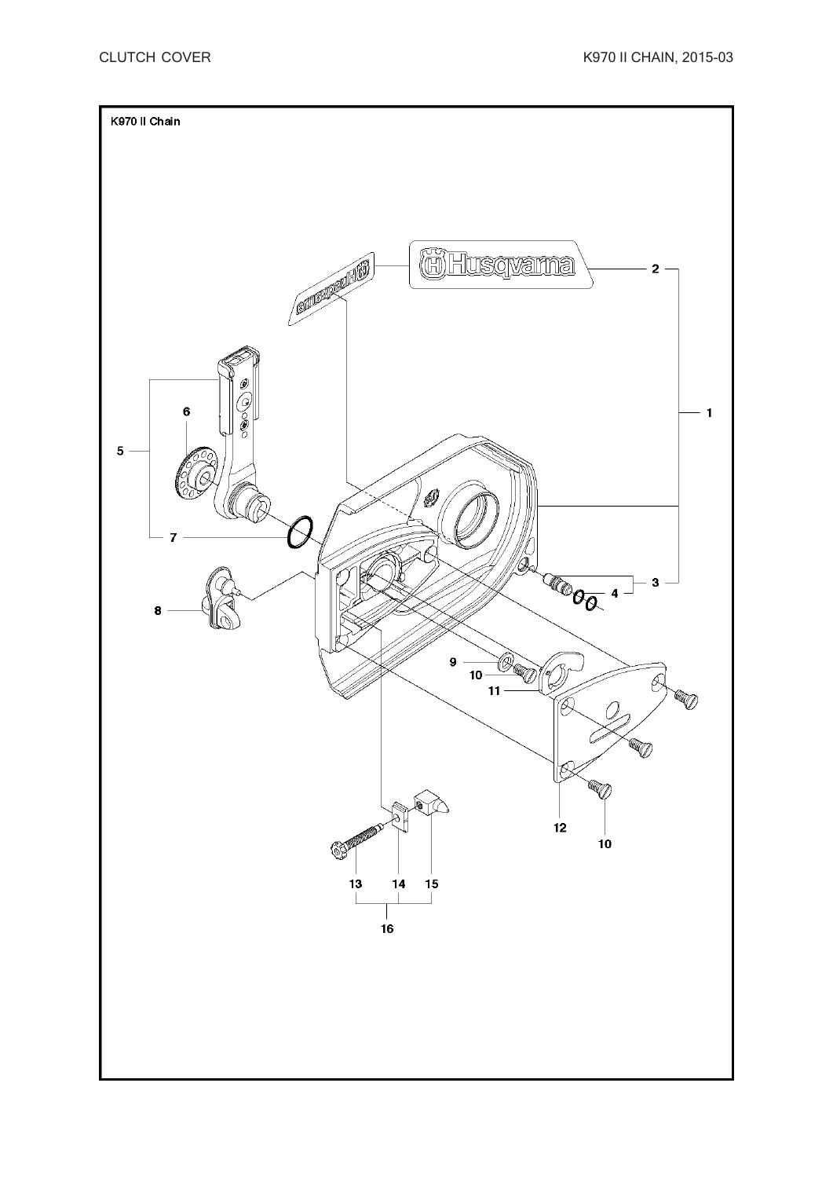K970 II Chain

2

1

5

6

7

3

4

8

9

10

11

12

10

13

14

15

16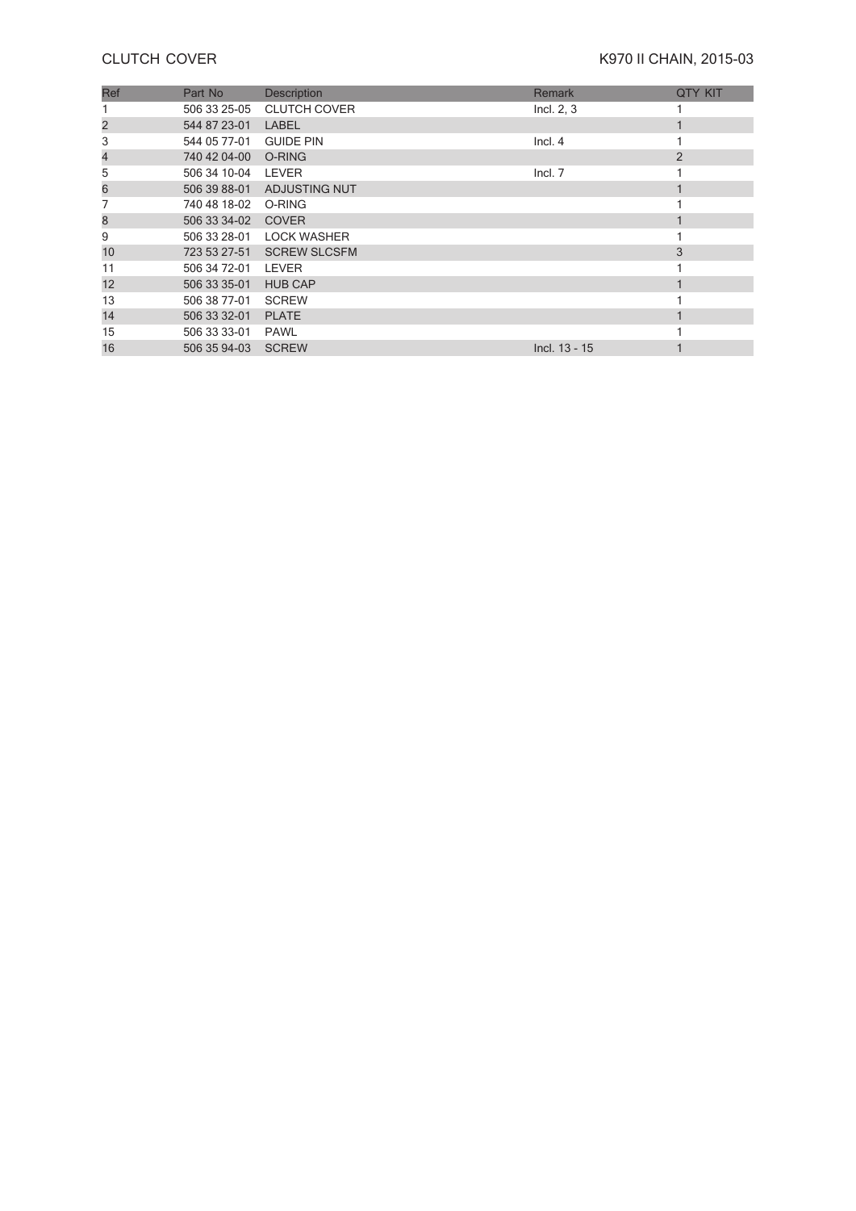# CLUTCH COVER

K970 II CHAIN, 2015-03

| Ref | Part No | Description | Remark | QTY KIT |
| --- | --- | --- | --- | --- |
| 1 | 506 33 25-05 | CLUTCH COVER | Incl. 2, 3 | 1 |
| 2 | 544 87 23-01 | LABEL | | 1 |
| 3 | 544 05 77-01 | GUIDE PIN | Incl. 4 | 1 |
| 4 | 740 42 04-00 | O-RING | | 2 |
| 5 | 506 34 10-04 | LEVER | Incl. 7 | 1 |
| 6 | 506 39 88-01 | ADJUSTING NUT | | 1 |
| 7 | 740 48 18-02 | O-RING | | 1 |
| 8 | 506 33 34-02 | COVER | | 1 |
| 9 | 506 33 28-01 | LOCK WASHER | | 1 |
| 10 | 723 53 27-51 | SCREW SLCSFM | | 3 |
| 11 | 506 34 72-01 | LEVER | | 1 |
| 12 | 506 33 35-01 | HUB CAP | | 1 |
| 13 | 506 38 77-01 | SCREW | | 1 |
| 14 | 506 33 32-01 | PLATE | | 1 |
| 15 | 506 33 33-01 | PAWL | | 1 |
| 16 | 506 35 94-03 | SCREW | Incl. 13 - 15 | 1 |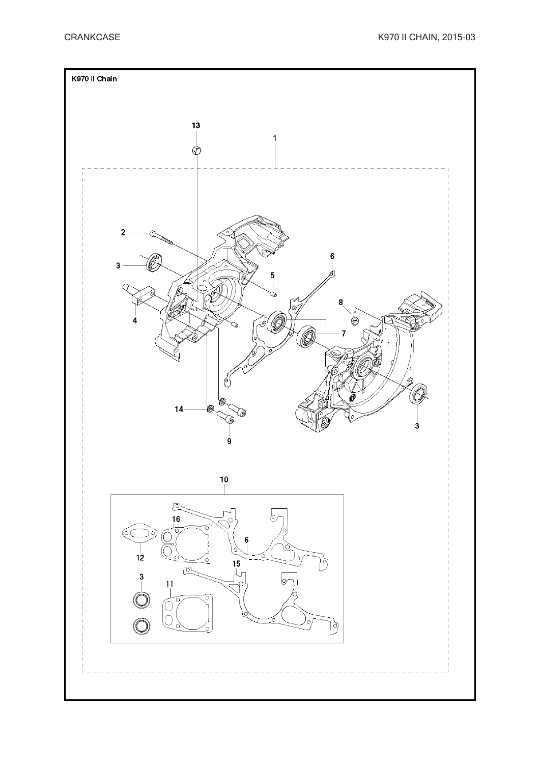# CRANKCASE

K970 II Chain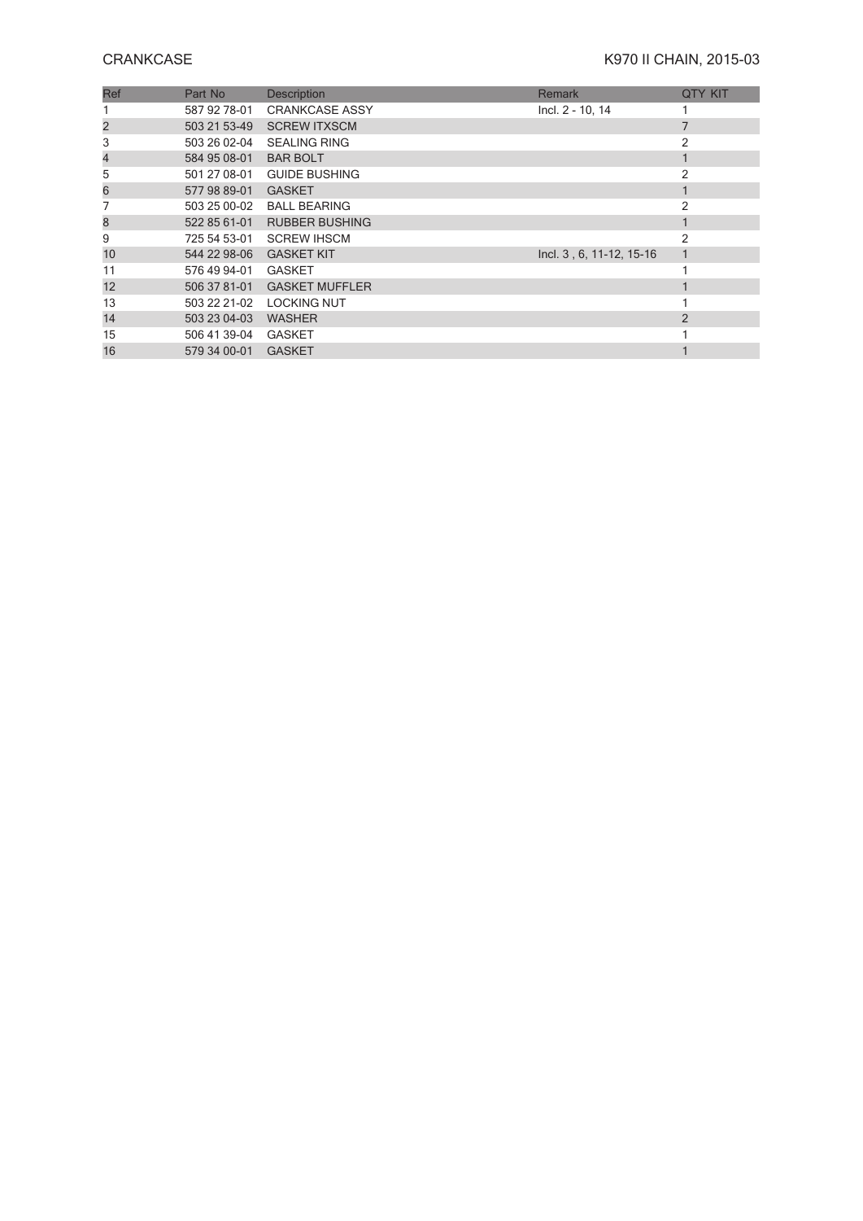# CRANKCASE

K970 II CHAIN, 2015-03

| Ref | Part No | Description | Remark | QTY KIT |
|---|---|---|---|---|
| 1 | 587 92 78-01 | CRANKCASE ASSY | Incl. 2 - 10, 14 | 1 |
| 2 | 503 21 53-49 | SCREW ITXSCM | | 7 |
| 3 | 503 26 02-04 | SEALING RING | | 2 |
| 4 | 584 95 08-01 | BAR BOLT | | 1 |
| 5 | 501 27 08-01 | GUIDE BUSHING | | 2 |
| 6 | 577 98 89-01 | GASKET | | 1 |
| 7 | 503 25 00-02 | BALL BEARING | | 2 |
| 8 | 522 85 61-01 | RUBBER BUSHING | | 1 |
| 9 | 725 54 53-01 | SCREW IHSCM | | 2 |
| 10 | 544 22 98-06 | GASKET KIT | Incl. 3 , 6, 11-12, 15-16 | 1 |
| 11 | 576 49 94-01 | GASKET | | 1 |
| 12 | 506 37 81-01 | GASKET MUFFLER | | 1 |
| 13 | 503 22 21-02 | LOCKING NUT | | 1 |
| 14 | 503 23 04-03 | WASHER | | 2 |
| 15 | 506 41 39-04 | GASKET | | 1 |
| 16 | 579 34 00-01 | GASKET | | 1 |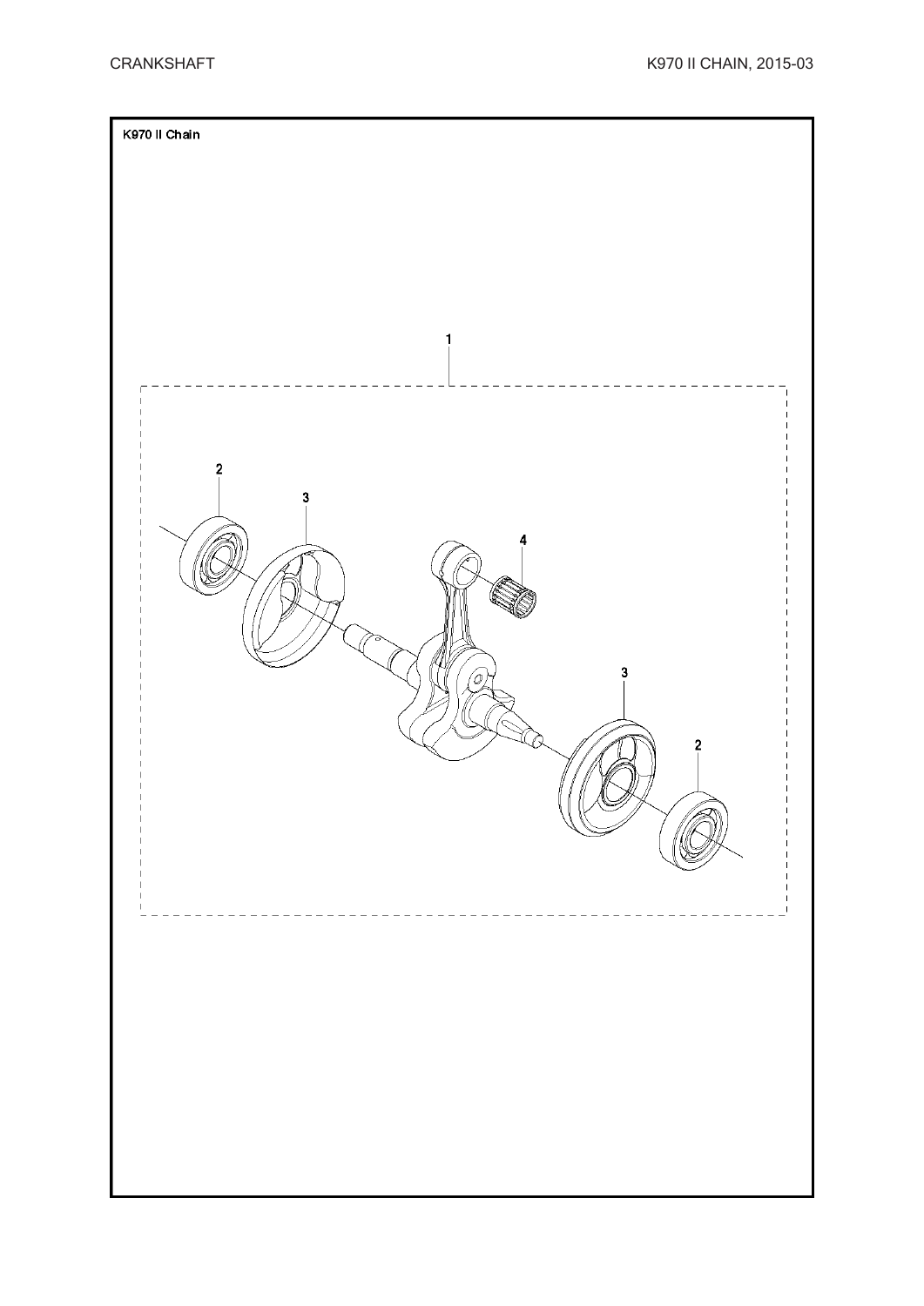K970 II Chain

1

2

3

4

3

2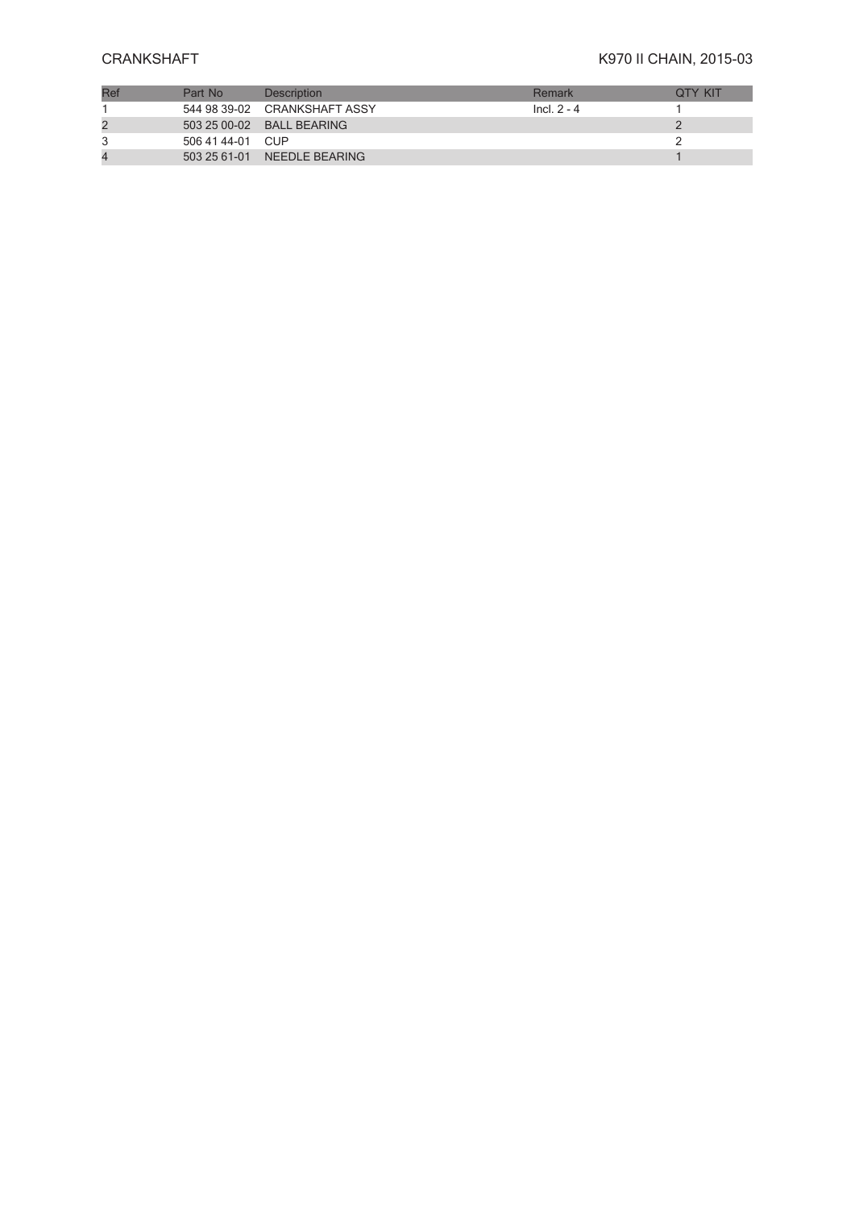# CRANKSHAFT

K970 II CHAIN, 2015-03

| Ref | Part No | Description | Remark | QTY KIT |
| --- | --- | --- | --- | --- |
| 1 | 544 98 39-02 | CRANKSHAFT ASSY | Incl. 2 - 4 | 1 |
| 2 | 503 25 00-02 | BALL BEARING | | 2 |
| 3 | 506 41 44-01 | CUP | | 2 |
| 4 | 503 25 61-01 | NEEDLE BEARING | | 1 |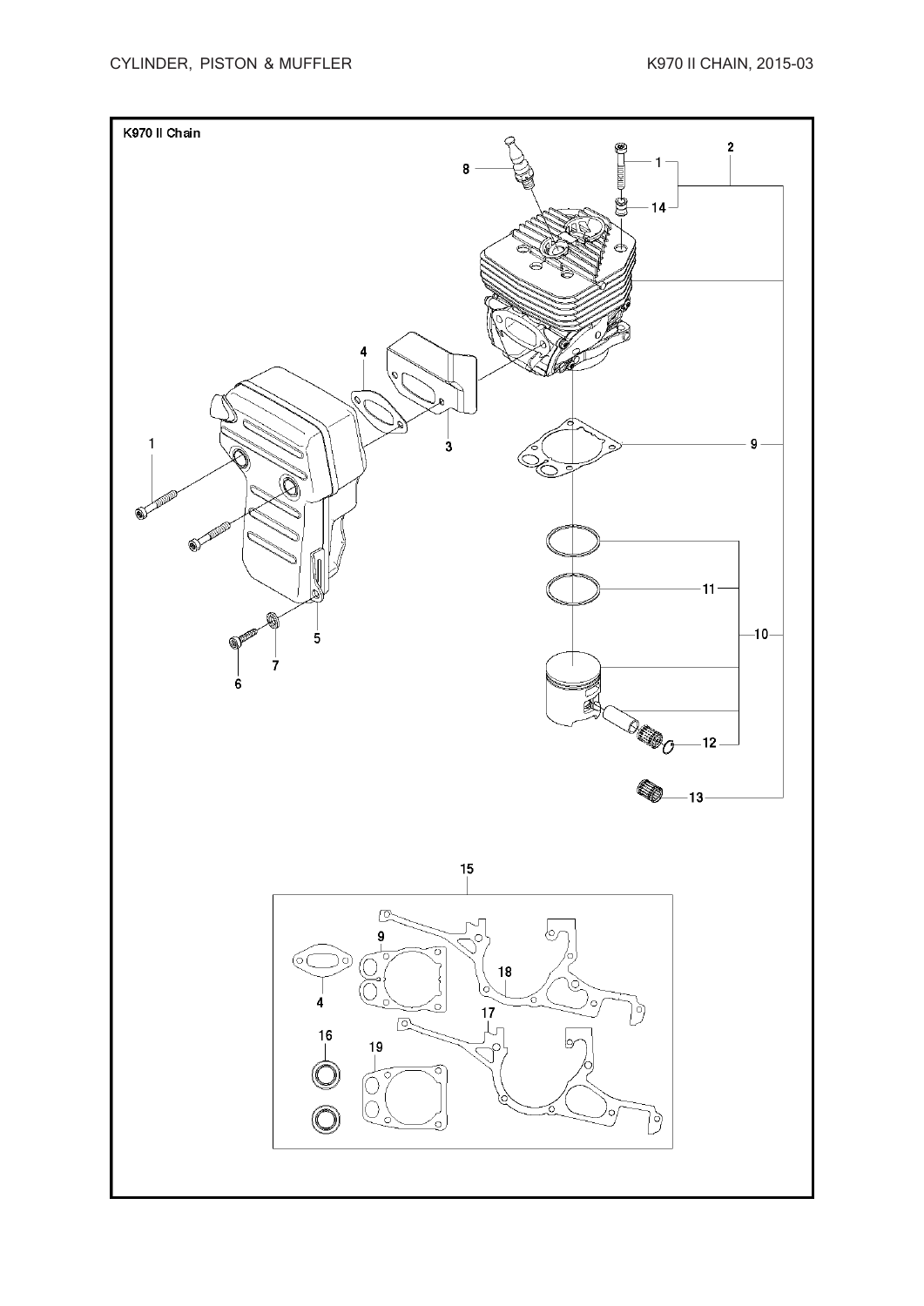# CYLINDER, PISTON & MUFFLER

K970 II CHAIN, 2015-03

K970 II Chain

8 1 2 14 4 3 9 1 11 10 5 7 6 12 13

15

9 18 4 17 16 19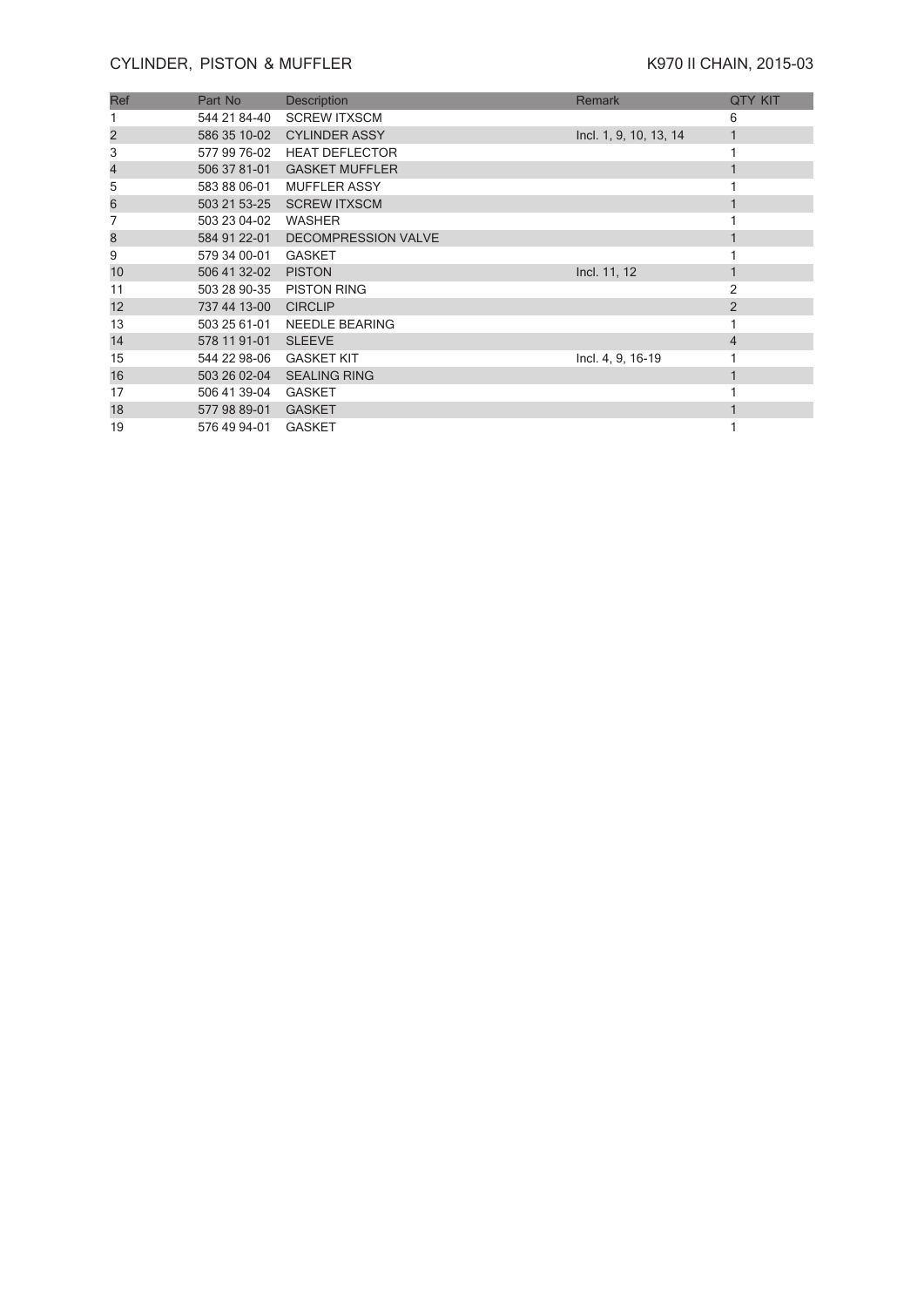# CYLINDER, PISTON & MUFFLER

## K970 II CHAIN, 2015-03

| Ref | Part No | Description | Remark | QTY KIT |
|---|---|---|---|---|
| 1 | 544 21 84-40 | SCREW ITXSCM | | 6 |
| 2 | 586 35 10-02 | CYLINDER ASSY | Incl. 1, 9, 10, 13, 14 | 1 |
| 3 | 577 99 76-02 | HEAT DEFLECTOR | | 1 |
| 4 | 506 37 81-01 | GASKET MUFFLER | | 1 |
| 5 | 583 88 06-01 | MUFFLER ASSY | | 1 |
| 6 | 503 21 53-25 | SCREW ITXSCM | | 1 |
| 7 | 503 23 04-02 | WASHER | | 1 |
| 8 | 584 91 22-01 | DECOMPRESSION VALVE | | 1 |
| 9 | 579 34 00-01 | GASKET | | 1 |
| 10 | 506 41 32-02 | PISTON | Incl. 11, 12 | 1 |
| 11 | 503 28 90-35 | PISTON RING | | 2 |
| 12 | 737 44 13-00 | CIRCLIP | | 2 |
| 13 | 503 25 61-01 | NEEDLE BEARING | | 1 |
| 14 | 578 11 91-01 | SLEEVE | | 4 |
| 15 | 544 22 98-06 | GASKET KIT | Incl. 4, 9, 16-19 | 1 |
| 16 | 503 26 02-04 | SEALING RING | | 1 |
| 17 | 506 41 39-04 | GASKET | | 1 |
| 18 | 577 98 89-01 | GASKET | | 1 |
| 19 | 576 49 94-01 | GASKET | | 1 |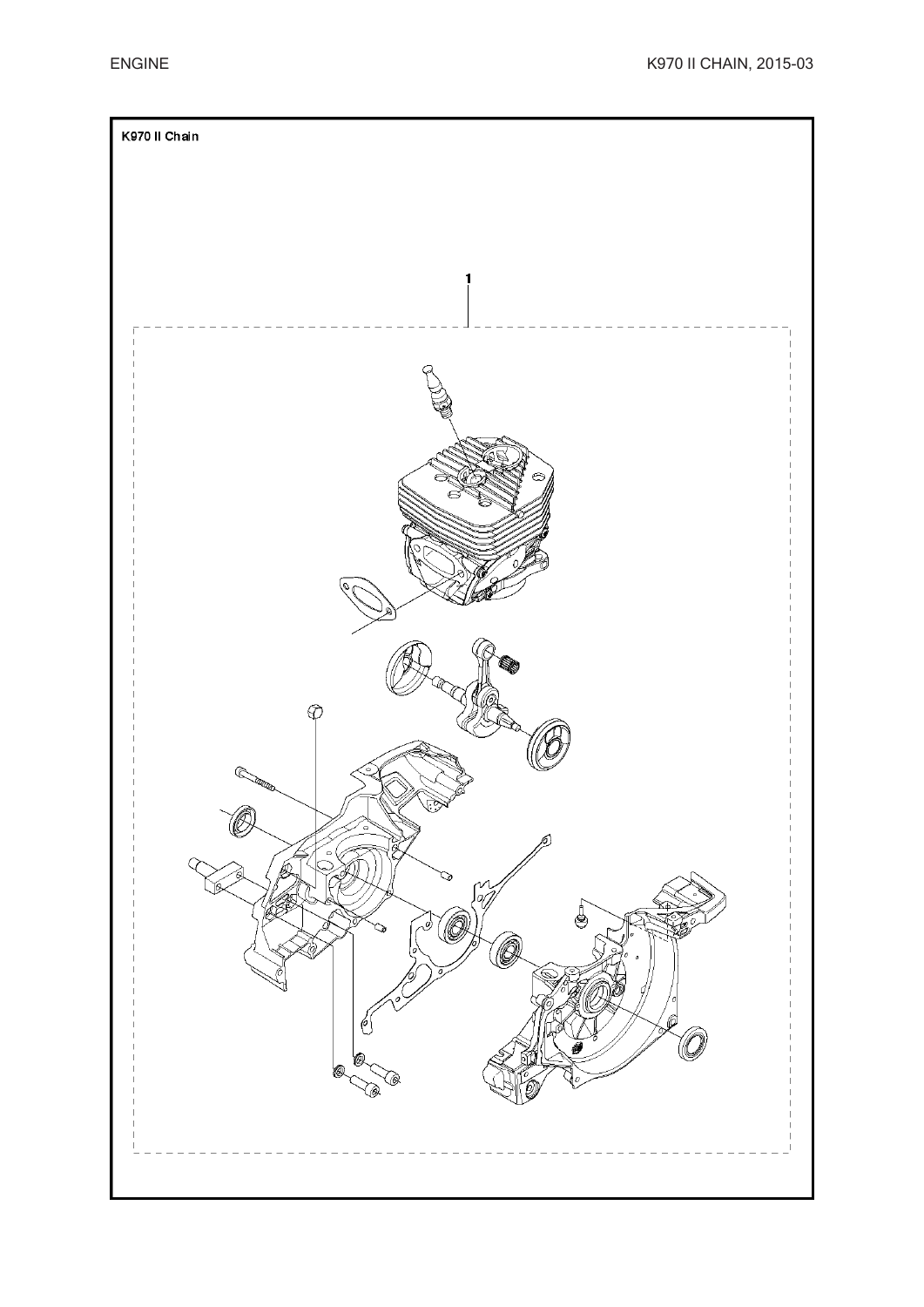K970 II Chain

1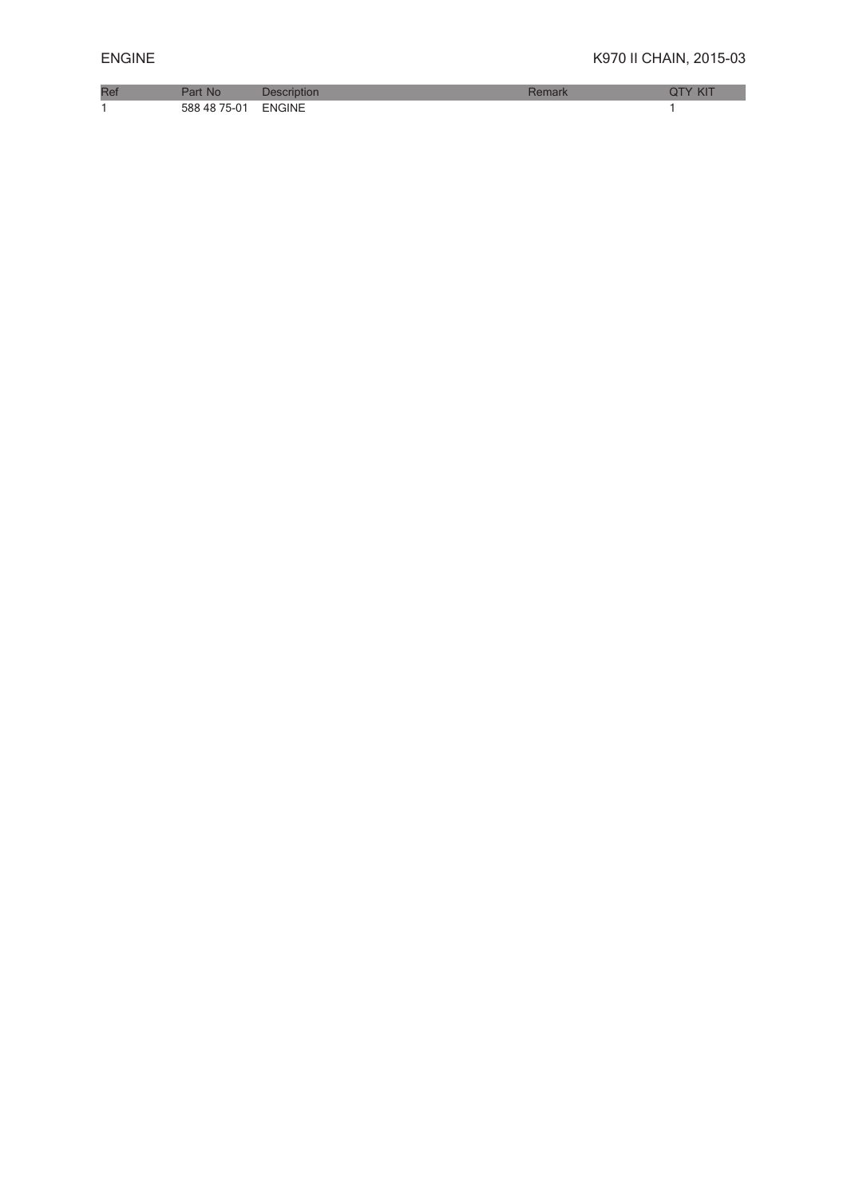| Ref | Part No | Description | Remark | QTY | KIT |
|---|---|---|---|---|---|
| 1 | 588 48 75-01 | ENGINE | | 1 | |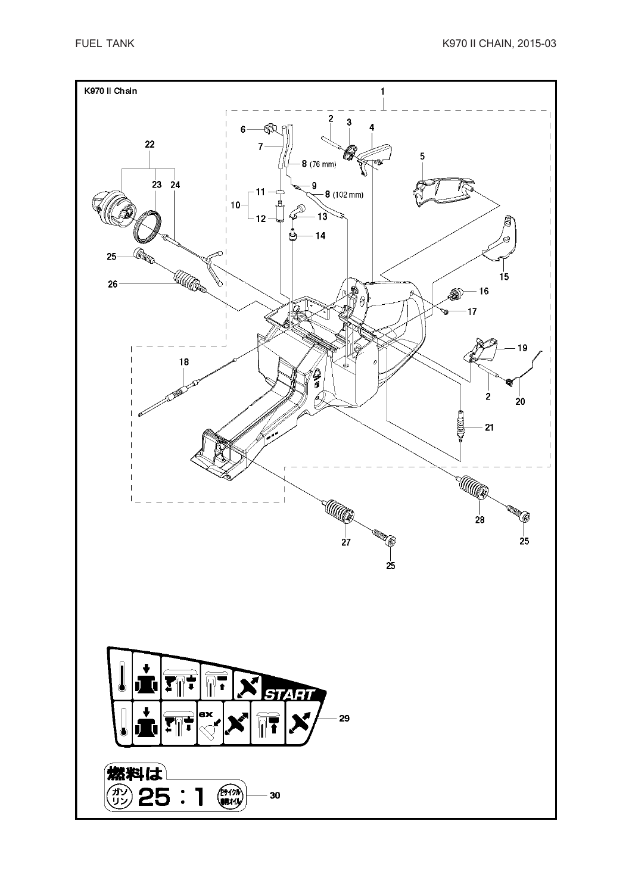K970 II Chain

1

2 3 4

6

22

7

8 (76 mm)

5

23 24

9

10 11

8 (102 mm)

12 13

14

25

15

26

16

17

18

19

2

20

21

28

25

27

25

25

START

ex

29

燃料は

ガソリン 25 : 1 2サイクル専用オイル

30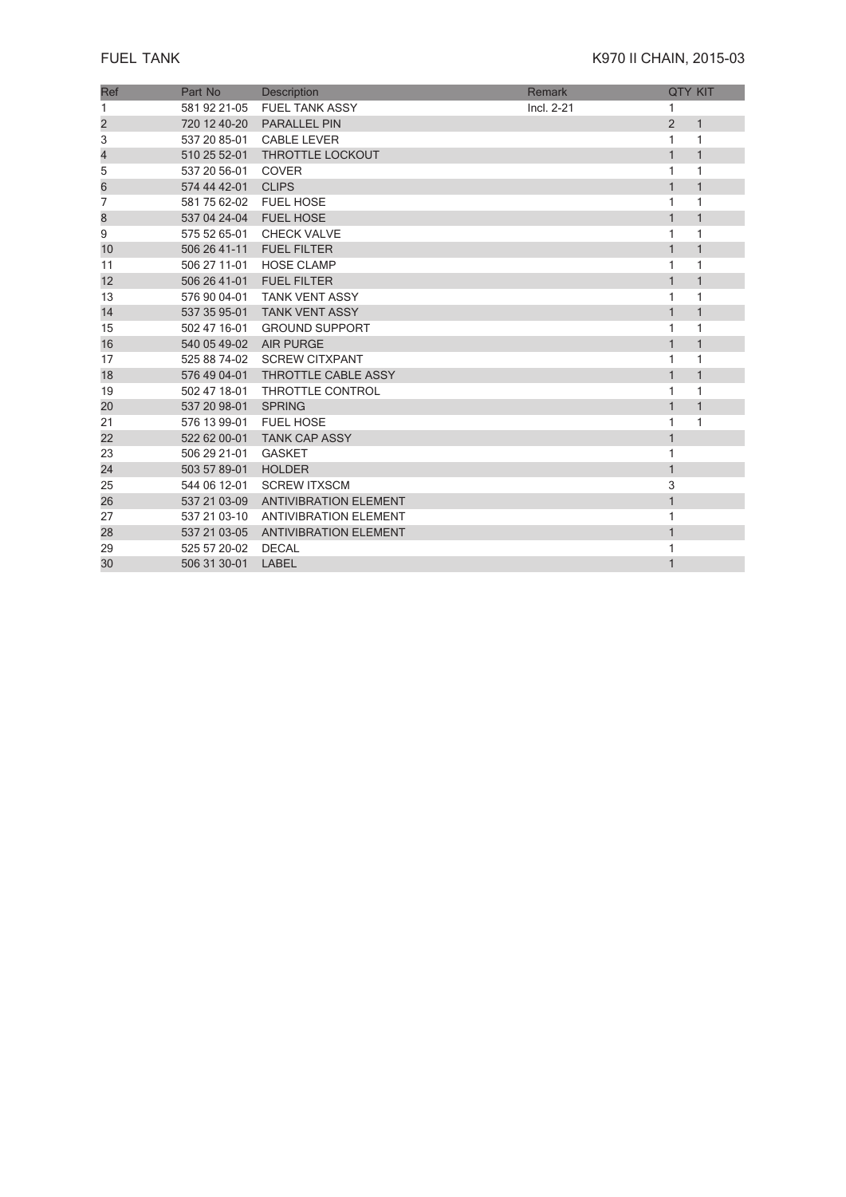## FUEL TANK

## K970 II CHAIN, 2015-03

| Ref | Part No | Description | Remark | QTY | KIT |
|---|---|---|---|---|---|
| 1 | 581 92 21-05 | FUEL TANK ASSY | Incl. 2-21 | 1 | |
| 2 | 720 12 40-20 | PARALLEL PIN | | 2 | 1 |
| 3 | 537 20 85-01 | CABLE LEVER | | 1 | 1 |
| 4 | 510 25 52-01 | THROTTLE LOCKOUT | | 1 | 1 |
| 5 | 537 20 56-01 | COVER | | 1 | 1 |
| 6 | 574 44 42-01 | CLIPS | | 1 | 1 |
| 7 | 581 75 62-02 | FUEL HOSE | | 1 | 1 |
| 8 | 537 04 24-04 | FUEL HOSE | | 1 | 1 |
| 9 | 575 52 65-01 | CHECK VALVE | | 1 | 1 |
| 10 | 506 26 41-11 | FUEL FILTER | | 1 | 1 |
| 11 | 506 27 11-01 | HOSE CLAMP | | 1 | 1 |
| 12 | 506 26 41-01 | FUEL FILTER | | 1 | 1 |
| 13 | 576 90 04-01 | TANK VENT ASSY | | 1 | 1 |
| 14 | 537 35 95-01 | TANK VENT ASSY | | 1 | 1 |
| 15 | 502 47 16-01 | GROUND SUPPORT | | 1 | 1 |
| 16 | 540 05 49-02 | AIR PURGE | | 1 | 1 |
| 17 | 525 88 74-02 | SCREW CITXPANT | | 1 | 1 |
| 18 | 576 49 04-01 | THROTTLE CABLE ASSY | | 1 | 1 |
| 19 | 502 47 18-01 | THROTTLE CONTROL | | 1 | 1 |
| 20 | 537 20 98-01 | SPRING | | 1 | 1 |
| 21 | 576 13 99-01 | FUEL HOSE | | 1 | 1 |
| 22 | 522 62 00-01 | TANK CAP ASSY | | 1 | |
| 23 | 506 29 21-01 | GASKET | | 1 | |
| 24 | 503 57 89-01 | HOLDER | | 1 | |
| 25 | 544 06 12-01 | SCREW ITXSCM | | 3 | |
| 26 | 537 21 03-09 | ANTIVIBRATION ELEMENT | | 1 | |
| 27 | 537 21 03-10 | ANTIVIBRATION ELEMENT | | 1 | |
| 28 | 537 21 03-05 | ANTIVIBRATION ELEMENT | | 1 | |
| 29 | 525 57 20-02 | DECAL | | 1 | |
| 30 | 506 31 30-01 | LABEL | | 1 | |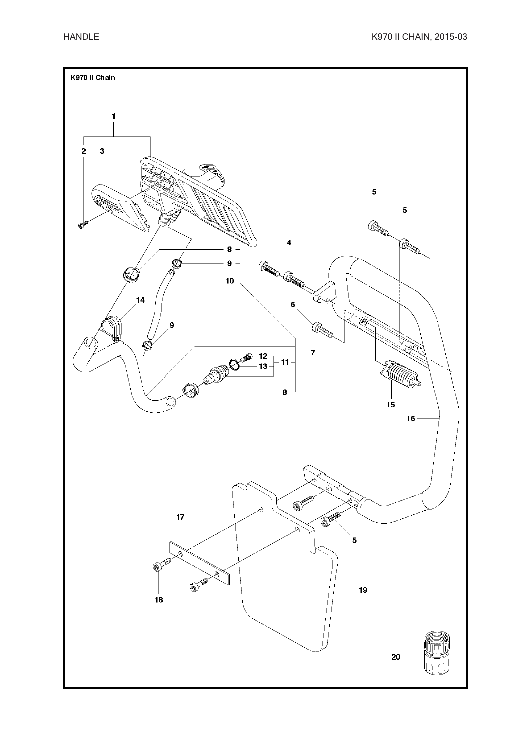# HANDLE

K970 II Chain

1

2 3

5

5

4

8

9

10

6

14

9

7

12

11

13

8

15

16

17

5

18

19

20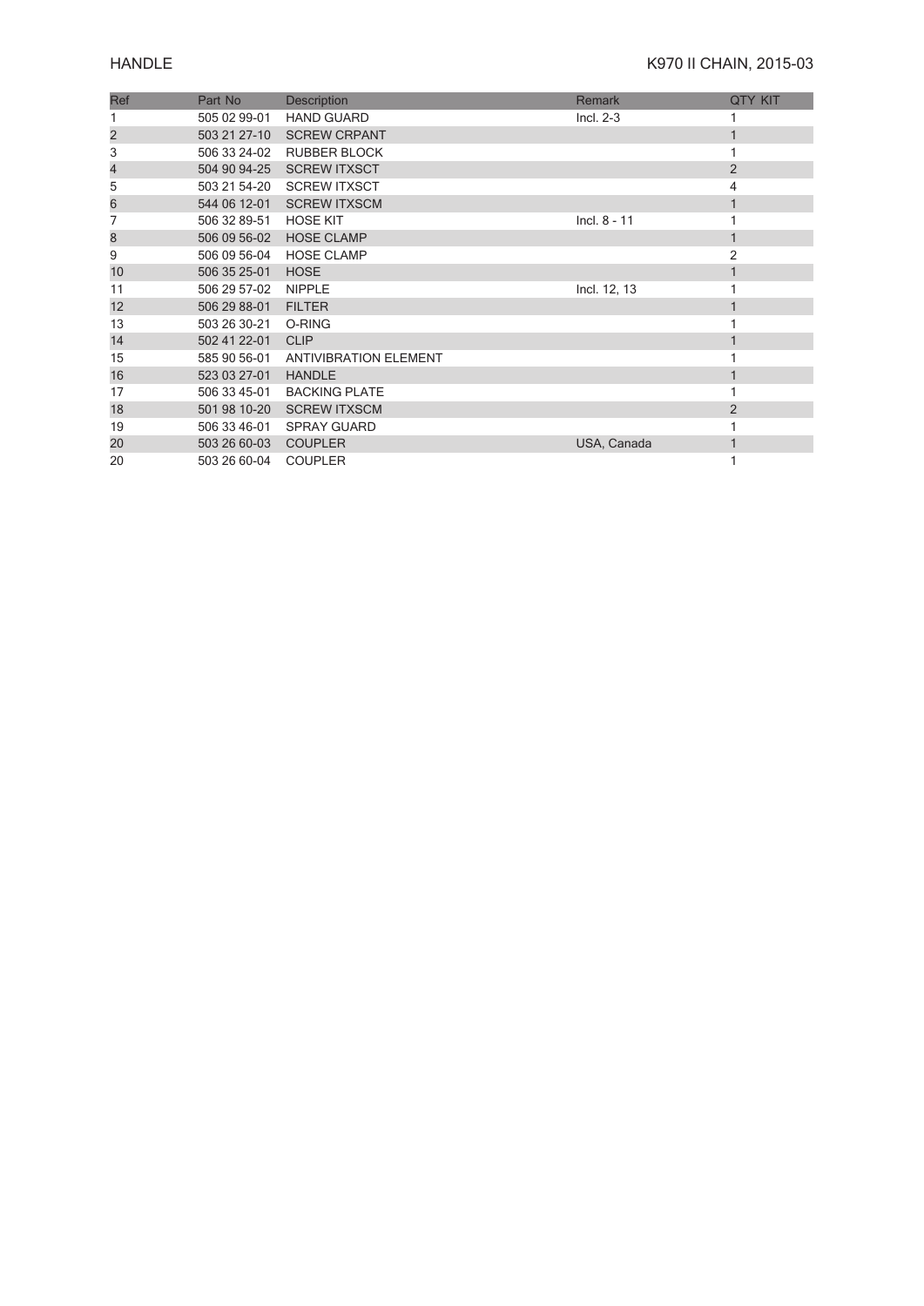# HANDLE

K970 II CHAIN, 2015-03

| Ref | Part No | Description | Remark | QTY KIT |
|---|---|---|---|---|
| 1 | 505 02 99-01 | HAND GUARD | Incl. 2-3 | 1 |
| 2 | 503 21 27-10 | SCREW CRPANT | | 1 |
| 3 | 506 33 24-02 | RUBBER BLOCK | | 1 |
| 4 | 504 90 94-25 | SCREW ITXSCT | | 2 |
| 5 | 503 21 54-20 | SCREW ITXSCT | | 4 |
| 6 | 544 06 12-01 | SCREW ITXSCM | | 1 |
| 7 | 506 32 89-51 | HOSE KIT | Incl. 8 - 11 | 1 |
| 8 | 506 09 56-02 | HOSE CLAMP | | 1 |
| 9 | 506 09 56-04 | HOSE CLAMP | | 2 |
| 10 | 506 35 25-01 | HOSE | | 1 |
| 11 | 506 29 57-02 | NIPPLE | Incl. 12, 13 | 1 |
| 12 | 506 29 88-01 | FILTER | | 1 |
| 13 | 503 26 30-21 | O-RING | | 1 |
| 14 | 502 41 22-01 | CLIP | | 1 |
| 15 | 585 90 56-01 | ANTIVIBRATION ELEMENT | | 1 |
| 16 | 523 03 27-01 | HANDLE | | 1 |
| 17 | 506 33 45-01 | BACKING PLATE | | 1 |
| 18 | 501 98 10-20 | SCREW ITXSCM | | 2 |
| 19 | 506 33 46-01 | SPRAY GUARD | | 1 |
| 20 | 503 26 60-03 | COUPLER | USA, Canada | 1 |
| 20 | 503 26 60-04 | COUPLER | | 1 |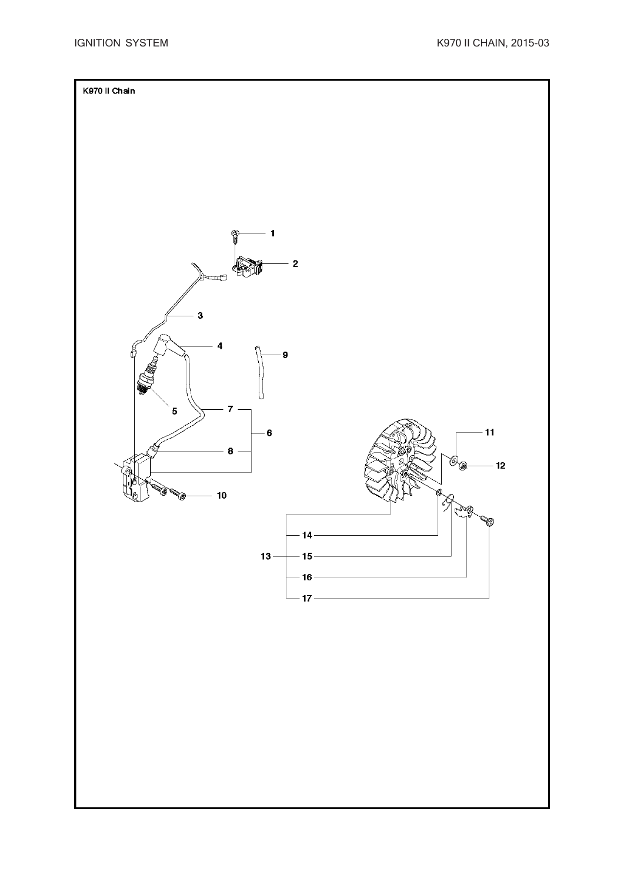K970 II Chain

1

2

3

4

5

6

7

8

9

10

11

12

13

14

15

16

17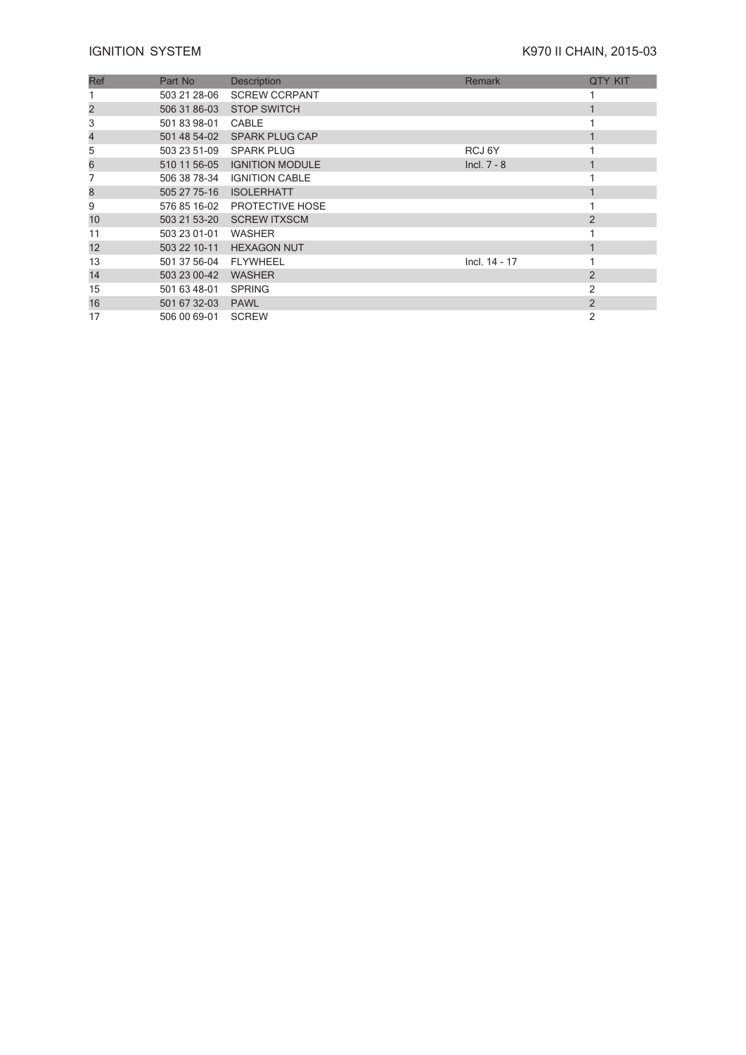# IGNITION SYSTEM

## K970 II CHAIN, 2015-03

| Ref | Part No | Description | Remark | QTY KIT |
|---|---|---|---|---|
| 1 | 503 21 28-06 | SCREW CCRPANT | | 1 |
| 2 | 506 31 86-03 | STOP SWITCH | | 1 |
| 3 | 501 83 98-01 | CABLE | | 1 |
| 4 | 501 48 54-02 | SPARK PLUG CAP | | 1 |
| 5 | 503 23 51-09 | SPARK PLUG | RCJ 6Y | 1 |
| 6 | 510 11 56-05 | IGNITION MODULE | Incl. 7 - 8 | 1 |
| 7 | 506 38 78-34 | IGNITION CABLE | | 1 |
| 8 | 505 27 75-16 | ISOLERHATT | | 1 |
| 9 | 576 85 16-02 | PROTECTIVE HOSE | | 1 |
| 10 | 503 21 53-20 | SCREW ITXSCM | | 2 |
| 11 | 503 23 01-01 | WASHER | | 1 |
| 12 | 503 22 10-11 | HEXAGON NUT | | 1 |
| 13 | 501 37 56-04 | FLYWHEEL | Incl. 14 - 17 | 1 |
| 14 | 503 23 00-42 | WASHER | | 2 |
| 15 | 501 63 48-01 | SPRING | | 2 |
| 16 | 501 67 32-03 | PAWL | | 2 |
| 17 | 506 00 69-01 | SCREW | | 2 |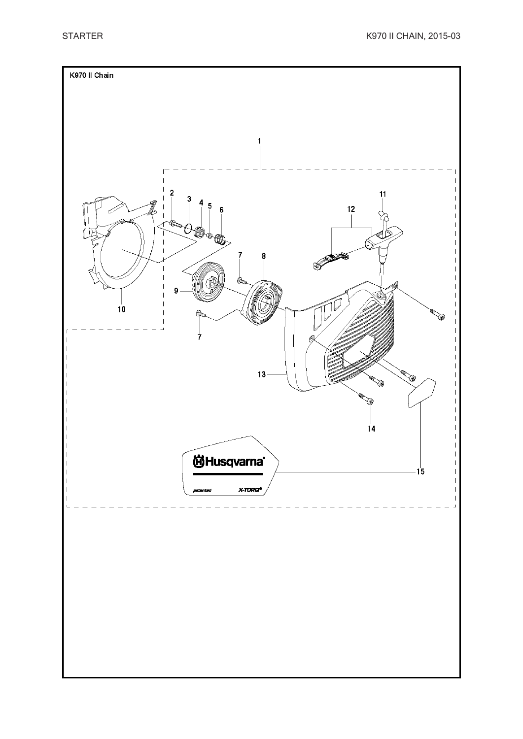# STARTER

K970 II Chain

1

2 3 4 5 6

7 8

9

10

7

11

12

13

14

15

Husqvarna

patented X-TORQ®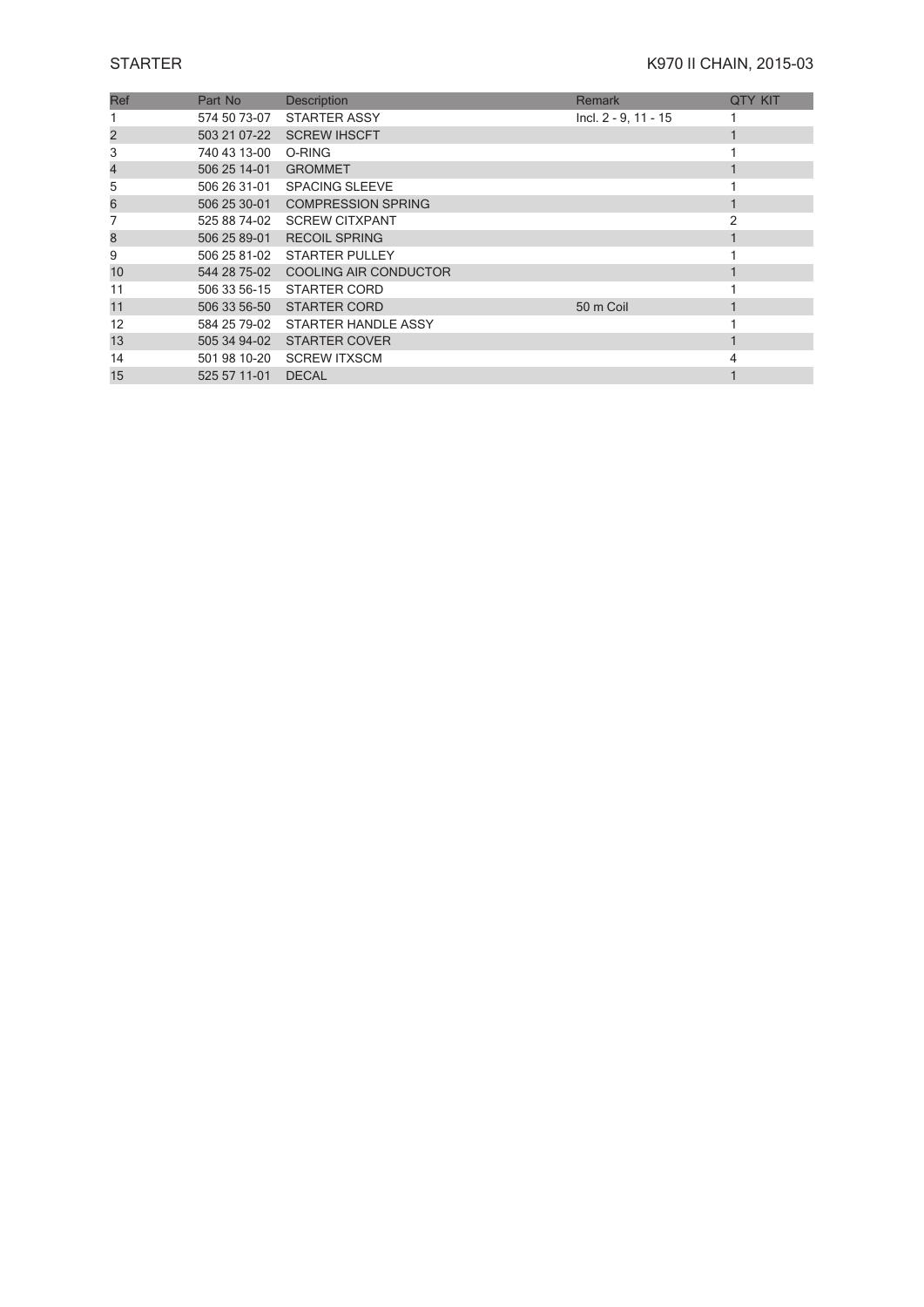## STARTER

K970 II CHAIN, 2015-03

| Ref | Part No | Description | Remark | QTY KIT |
|---|---|---|---|---|
| 1 | 574 50 73-07 | STARTER ASSY | Incl. 2 - 9, 11 - 15 | 1 |
| 2 | 503 21 07-22 | SCREW IHSCFT | | 1 |
| 3 | 740 43 13-00 | O-RING | | 1 |
| 4 | 506 25 14-01 | GROMMET | | 1 |
| 5 | 506 26 31-01 | SPACING SLEEVE | | 1 |
| 6 | 506 25 30-01 | COMPRESSION SPRING | | 1 |
| 7 | 525 88 74-02 | SCREW CITXPANT | | 2 |
| 8 | 506 25 89-01 | RECOIL SPRING | | 1 |
| 9 | 506 25 81-02 | STARTER PULLEY | | 1 |
| 10 | 544 28 75-02 | COOLING AIR CONDUCTOR | | 1 |
| 11 | 506 33 56-15 | STARTER CORD | | 1 |
| 11 | 506 33 56-50 | STARTER CORD | 50 m Coil | 1 |
| 12 | 584 25 79-02 | STARTER HANDLE ASSY | | 1 |
| 13 | 505 34 94-02 | STARTER COVER | | 1 |
| 14 | 501 98 10-20 | SCREW ITXSCM | | 4 |
| 15 | 525 57 11-01 | DECAL | | 1 |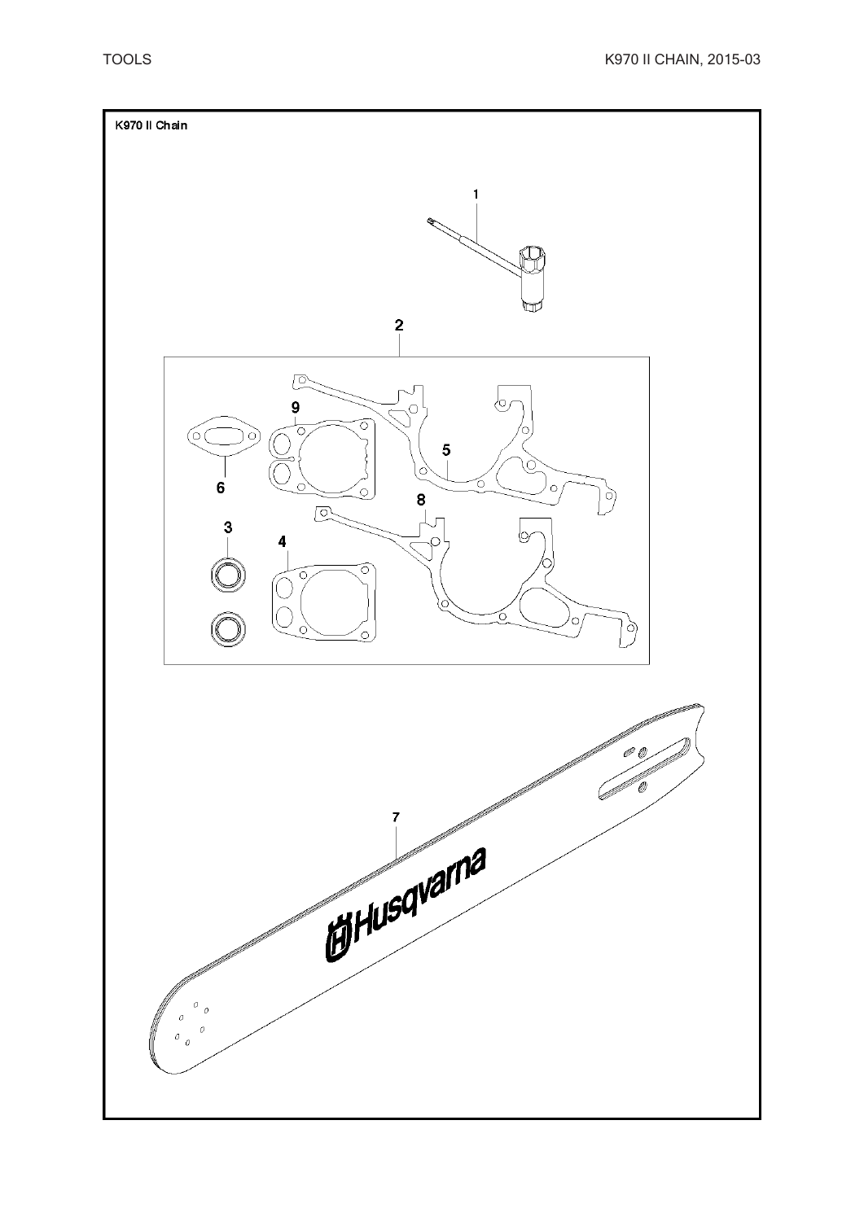K970 II Chain

1

2

9

5

6

8

3

4

7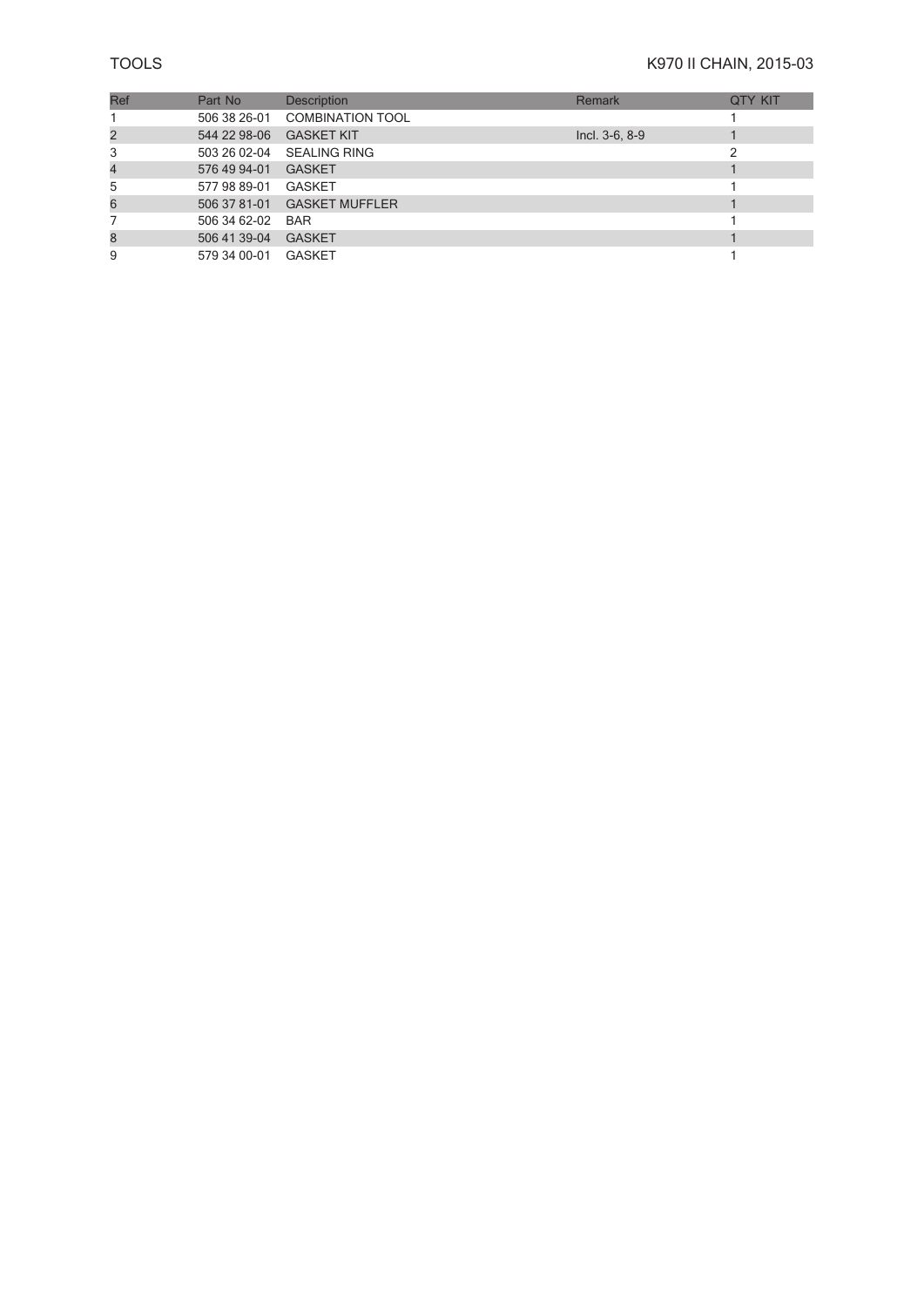TOOLS

K970 II CHAIN, 2015-03

| Ref | Part No | Description | Remark | QTY KIT |
| --- | --- | --- | --- | --- |
| 1 | 506 38 26-01 | COMBINATION TOOL | | 1 |
| 2 | 544 22 98-06 | GASKET KIT | Incl. 3-6, 8-9 | 1 |
| 3 | 503 26 02-04 | SEALING RING | | 2 |
| 4 | 576 49 94-01 | GASKET | | 1 |
| 5 | 577 98 89-01 | GASKET | | 1 |
| 6 | 506 37 81-01 | GASKET MUFFLER | | 1 |
| 7 | 506 34 62-02 | BAR | | 1 |
| 8 | 506 41 39-04 | GASKET | | 1 |
| 9 | 579 34 00-01 | GASKET | | 1 |